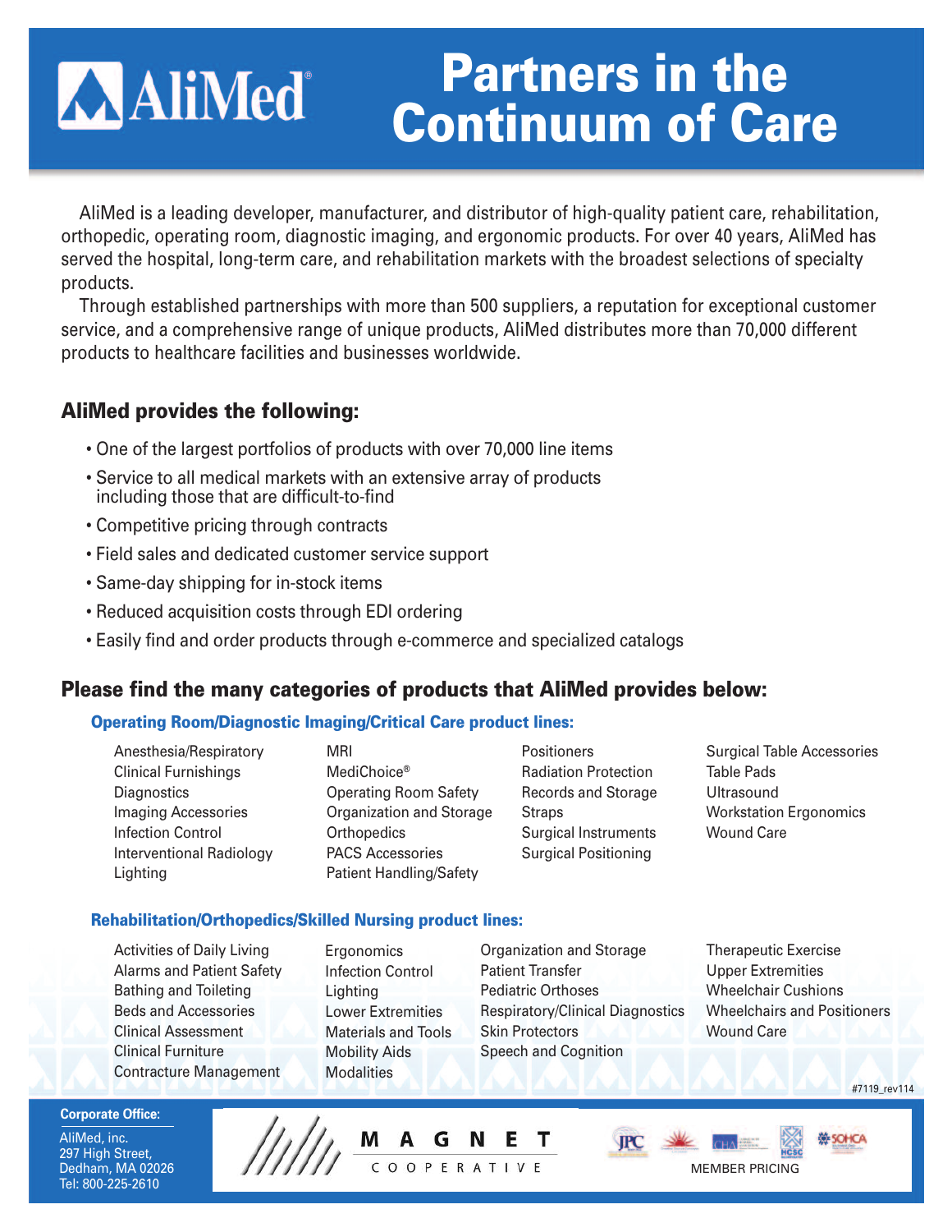# AliMed® Partners in the Continuum of Care

AliMed is a leading developer, manufacturer, and distributor of high-quality patient care, rehabilitation, orthopedic, operating room, diagnostic imaging, and ergonomic products. For over 40 years, AliMed has served the hospital, long-term care, and rehabilitation markets with the broadest selections of specialty products.

Through established partnerships with more than 500 suppliers, a reputation for exceptional customer service, and a comprehensive range of unique products, AliMed distributes more than 70,000 different products to healthcare facilities and businesses worldwide.

## AliMed provides the following:

- One of the largest portfolios of products with over 70,000 line items
- Service to all medical markets with an extensive array of products including those that are difficult-to-find
- Competitive pricing through contracts
- Field sales and dedicated customer service support
- Same-day shipping for in-stock items
- Reduced acquisition costs through EDI ordering
- Easily find and order products through e-commerce and specialized catalogs

## Please find the many categories of products that AliMed provides below:

### Operating Room/Diagnostic Imaging/Critical Care product lines:

- Anesthesia/Respiratory
- Clinical Furnishings
- Diagnostics
- Imaging Accessories
- Infection Control
- Interventional Radiology
- Lighting
- MRI
- MediChoice®
- Operating Room Safety
- Organization and Storage
- Orthopedics
- PACS Accessories
- Patient Handling/Safety
- Positioners
- Radiation Protection
- Records and Storage
- Straps
- Surgical Instruments
- Surgical Positioning
- Surgical Table Accessories
- Table Pads
- Ultrasound
- Workstation Ergonomics
- Wound Care

### Rehabilitation/Orthopedics/Skilled Nursing product lines:

- Activities of Daily Living
- Alarms and Patient Safety
- Bathing and Toileting
- Beds and Accessories
- Clinical Assessment
- Clinical Furniture
- Contracture Management
- Ergonomics
- Infection Control
- Lighting
- Lower Extremities
- Materials and Tools
- Mobility Aids
- Modalities
- Organization and Storage
- Patient Transfer
- Pediatric Orthoses
- Respiratory/Clinical Diagnostics
- Skin Protectors
- Speech and Cognition
- Therapeutic Exercise
- Upper Extremities
- Wheelchair Cushions
- Wheelchairs and Positioners
- Wound Care

#7119_rev114

**Corporate Office:**

AliMed, inc.
297 High Street,
Dedham, MA 02026
Tel: 800-225-2610

MAGNET COOPERATIVE

JPC · CHA · HCSC · SOHCA

MEMBER PRICING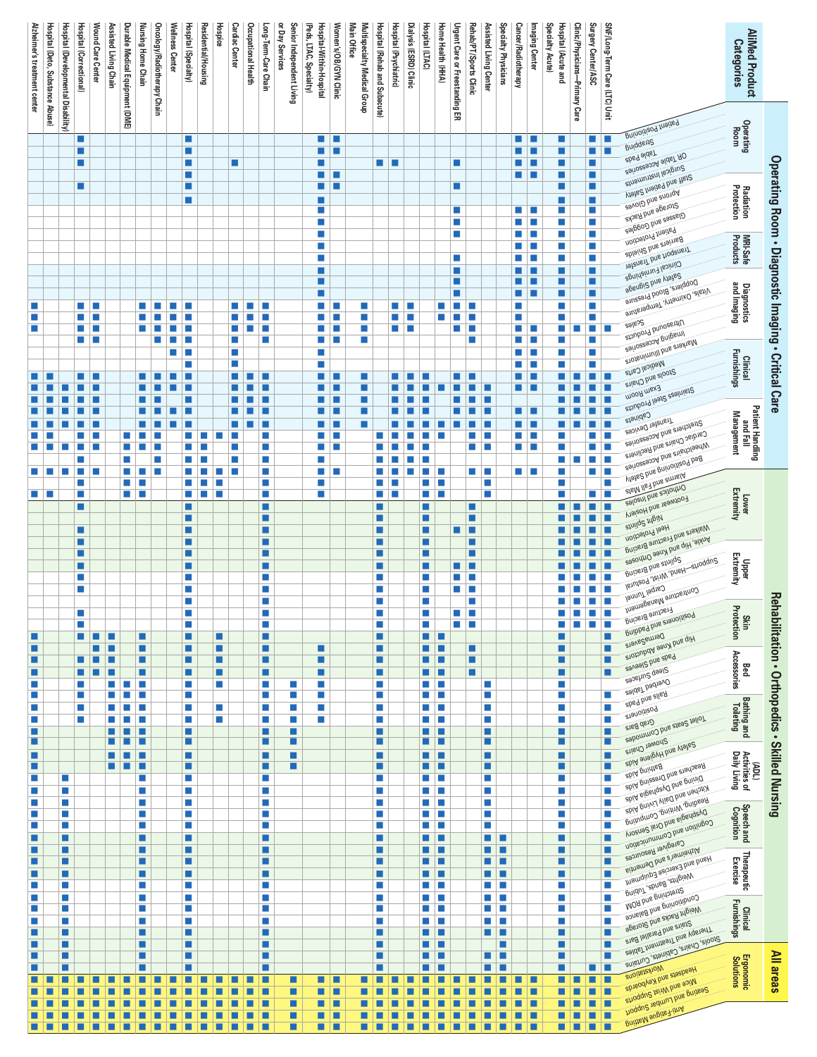# AliMed Product Categories by Facility Type

Some marks were hard to make out in the source image, so individual ■ cells may not be exact.

**Sections:**
- Operating Room • Diagnostic Imaging • Critical Care
- Rehabilitation • Orthopedics • Skilled Nursing
- All areas

**Facility column key:**

| Column | Facility type |
|---|---|
| 1 | SNF/Long-Term Care (LTC) Unit |
| 2 | Surgery Center/ASC |
| 3 | Clinic/Physicians—Primary Care |
| 4 | Hospital (Acute and Specialty Acute) |
| 5 | Imaging Center |
| 6 | Cancer/Radiotherapy |
| 7 | Specialty Physicians |
| 8 | Assisted Living Center |
| 9 | Rehab/PT/Sports Clinic |
| 10 | Urgent Care or Freestanding ER |
| 11 | Home Health (HHA) |
| 12 | Hospital (LTAC) |
| 13 | Dialysis (ESRD) Clinic |
| 14 | Hospital (Psychiatric) |
| 15 | Hospital (Rehab and Subacute) |
| 16 | Multispecialty Medical Group Main Office |
| 17 | Women's/OB/GYN Clinic |
| 18 | Hospital-Within-Hospital (Peds, LTAC, Specialty) |
| 19 | Senior Independent Living or Day Services |
| 20 | Long-Term-Care Chain |
| 21 | Occupational Health |
| 22 | Cardiac Center |
| 23 | Hospice |
| 24 | Residential/Housing |
| 25 | Hospital (Specialty) |
| 26 | Wellness Center |
| 27 | Oncology/Radiotherapy Chain |
| 28 | Nursing Home Chain |
| 29 | Durable Medical Equipment (DME) |
| 30 | Assisted Living Chain |
| 31 | Wound Care Center |
| 32 | Hospital (Correctional) |
| 33 | Hospital (Developmental Disability) |
| 34 | Hospital (Detox, Substance Abuse) |
| 35 | Alzheimer's treatment center |

| AliMed Product Categories | | 1 | 2 | 3 | 4 | 5 | 6 | 7 | 8 | 9 | 10 | 11 | 12 | 13 | 14 | 15 | 16 | 17 | 18 | 19 | 20 | 21 | 22 | 23 | 24 | 25 | 26 | 27 | 28 | 29 | 30 | 31 | 32 | 33 | 34 | 35 |
|---|---|---|---|---|---|---|---|---|---|---|---|---|---|---|---|---|---|---|---|---|---|---|---|---|---|---|---|---|---|---|---|---|---|---|---|---|
| Operating Room | Patient Positioning | ■ | ■ | | ■ | ■ | ■ | | | | | | | | | | | ■ | ■ | | | | | | | ■ | | | | | | | ■ | | | |
| | Strapping | ■ | ■ | | ■ | ■ | ■ | | | | | | | | | | | ■ | ■ | | | | | | | ■ | | | | | | | ■ | | | |
| | Table Pads | | ■ | | ■ | ■ | ■ | | | | ■ | | | | ■ | ■ | | | ■ | | | | | | | ■ | | | | | | | ■ | | | |
| | OR Table Accessories | | ■ | | ■ | ■ | ■ | | | | | | | | | | | | ■ | | | | ■ | | | ■ | | | | | | | | | | |
| | Surgical Instruments | | ■ | | ■ | ■ | ■ | | | | ■ | | | | | | | ■ | ■ | | | | | | | ■ | | | | | | | ■ | | | |
| | Staff and Patient Safety | | ■ | | ■ | ■ | ■ | | | | | | | | | | | | ■ | | | | | | | ■ | | | | | | | | | | |
| Radiation Protection | Aprons and Gloves | | ■ | | ■ | ■ | ■ | | | | | | | | | | | | ■ | | | | | | | | | | | | | | | | | |
| | Storage and Racks | | ■ | | ■ | ■ | ■ | | | | ■ | | | | | | | | ■ | | | | | | | | | | | | | | | | | |
| | Glasses and Goggles | | ■ | | ■ | ■ | ■ | | | | ■ | | | | | | | | ■ | | | | | | | | | | | | | | | | | |
| | Patient Protection | | ■ | | ■ | ■ | ■ | | | | ■ | | | | | | | | ■ | | | | | | | | | | | | | | | | | |
| | Barriers and Shields | | ■ | | ■ | ■ | ■ | | | | | | | | | | | | ■ | | | | | | | | | | | | | | | | | |
| MRI-Safe Products | Transport and Transfer | | ■ | | ■ | ■ | ■ | | | | ■ | | | | | | | | ■ | | | | | | | | | | | | | | | | | |
| | Clinical Furnishings | | ■ | | ■ | ■ | ■ | | | | ■ | | | | | | | | ■ | | | | | | | | | | | | | | | | | |
| | Safety and Signage | | ■ | | ■ | ■ | ■ | | | | ■ | | | | | | | | ■ | | | | | | | | | | | | | | | | | |
| Diagnostics and Imaging | Dopplers, Blood Pressure | | | | ■ | | ■ | | | ■ | ■ | ■ | | ■ | ■ | | ■ | ■ | ■ | | ■ | ■ | ■ | | | ■ | | ■ | ■ | | | ■ | ■ | | | ■ |
| | Vitals, Oximetry, Temperature | | | | ■ | | ■ | | | ■ | ■ | | | ■ | ■ | | ■ | ■ | ■ | | ■ | ■ | ■ | | | ■ | ■ | ■ | ■ | | | ■ | ■ | | | ■ |
| | Scales | ■ | ■ | ■ | ■ | ■ | ■ | | | ■ | ■ | | | | | | ■ | ■ | ■ | | ■ | ■ | ■ | | | ■ | ■ | ■ | ■ | | | ■ | ■ | | | ■ |
| | Ultrasound Products | | ■ | | ■ | ■ | ■ | | | ■ | | | | | | | | | ■ | | | | ■ | | | ■ | ■ | ■ | | | | ■ | ■ | | | |
| | Imaging Accessories | | ■ | | ■ | ■ | ■ | | | | | | | | | | | | ■ | | | | ■ | | | ■ | ■ | | | | | | | | | |
| | Markers and Illuminators | | ■ | | ■ | ■ | ■ | | | | | | | | | | | | ■ | | | | ■ | | | ■ | | | | | | | | | | |
| Clinical Furnishings | Medical Carts | | | | ■ | ■ | | | | | | | | | | | | | | | | | | | | | | | | | | | | | | |
| | Stools and Chairs | ■ | ■ | ■ | ■ | ■ | ■ | | ■ | ■ | ■ | | ■ | ■ | ■ | ■ | ■ | ■ | ■ | | ■ | ■ | ■ | | | ■ | ■ | ■ | ■ | | | ■ | ■ | ■ | ■ | ■ |
| | Exam Room | ■ | ■ | ■ | ■ | | ■ | | ■ | ■ | ■ | | ■ | ■ | ■ | ■ | ■ | ■ | ■ | | ■ | ■ | ■ | | | ■ | | ■ | ■ | | | ■ | ■ | ■ | ■ | ■ |
| | Stainless Steel Products | ■ | ■ | ■ | ■ | | | | ■ | ■ | ■ | | ■ | ■ | ■ | ■ | ■ | ■ | ■ | | ■ | ■ | ■ | | | ■ | ■ | ■ | ■ | | | ■ | ■ | ■ | ■ | ■ |
| | Cabinets | ■ | ■ | ■ | ■ | | ■ | | ■ | ■ | ■ | | ■ | ■ | ■ | ■ | ■ | ■ | ■ | | ■ | ■ | ■ | | | ■ | ■ | ■ | ■ | | | | ■ | ■ | ■ | ■ |
| Patient Handling and Fall Management | Transfer Devices | ■ | ■ | | ■ | ■ | ■ | | ■ | ■ | ■ | ■ | ■ | | | ■ | | ■ | ■ | | ■ | | ■ | ■ | ■ | ■ | | | ■ | ■ | | ■ | ■ | | | ■ |
| | Stretchers and Accessories | ■ | ■ | | ■ | | ■ | | ■ | ■ | ■ | | ■ | | | ■ | | ■ | ■ | | ■ | | ■ | ■ | ■ | ■ | | | ■ | ■ | | ■ | ■ | ■ | ■ | ■ |
| | Cardiac Chairs and Recliners | ■ | ■ | ■ | ■ | | | | | | | | ■ | ■ | ■ | ■ | | | | | ■ | | ■ | | ■ | ■ | | ■ | ■ | ■ | | | | | | |
| | Wheelchairs and Accessories | ■ | ■ | | ■ | | | | | | | | ■ | ■ | ■ | ■ | | | | | ■ | | | | ■ | ■ | | | ■ | ■ | | | | | | |
| | Bed Positioning and Safety | ■ | ■ | | ■ | ■ | ■ | | ■ | ■ | | ■ | ■ | ■ | ■ | ■ | | ■ | ■ | | ■ | | ■ | ■ | ■ | ■ | | | ■ | ■ | | ■ | ■ | ■ | ■ | ■ |
| | Alarms and Fall Mats | ■ | ■ | | ■ | | | | ■ | | | ■ | ■ | | ■ | ■ | | | | | ■ | | | ■ | ■ | ■ | | | | ■ | | | | | ■ | ■ |
| Lower Extremity | Orthotics and Insoles | ■ | ■ | ■ | ■ | | | | | ■ | | | ■ | | | ■ | | | | | ■ | | | | | ■ | | | | | | | ■ | | | |
| | Footwear and Hosiery | ■ | ■ | ■ | ■ | | | | | ■ | | | ■ | | | ■ | | | | | ■ | | | | | ■ | | | | | | | | | | |
| | Night Splints | ■ | ■ | ■ | ■ | | | | | ■ | | | ■ | | | ■ | | | | | ■ | | | | | ■ | | | | | | | | | | |
| | Heel Protection | ■ | ■ | ■ | ■ | | | | | ■ | ■ | | ■ | | | ■ | | | | | ■ | | | | | ■ | | | | | | | ■ | | | |
| | Walkers and Fracture Bracing | ■ | ■ | ■ | ■ | | | | | ■ | | | ■ | | | ■ | | | | | ■ | | | | | ■ | | | | | | | ■ | | | |
| | Ankle, Hip and Knee Bracing | ■ | ■ | ■ | ■ | | | | | ■ | | | ■ | | | ■ | | | | | ■ | | | | | ■ | | | | | | | ■ | | | |
| Upper Extremity | Splints and Orthoses | ■ | ■ | ■ | ■ | | | | | ■ | ■ | | ■ | | | ■ | | | | | ■ | | | | | ■ | | | | | | | ■ | | | |
| | Supports—Hand, Wrist, Postural | ■ | ■ | ■ | ■ | | | | | ■ | ■ | | ■ | | | ■ | | | | | ■ | | | | | ■ | | | | | | | ■ | | | |
| | Carpal Tunnel | ■ | ■ | ■ | ■ | | | | | ■ | ■ | | ■ | | | ■ | | | | | ■ | | | | | ■ | | | | | | | ■ | | | |
| | Contracture Management | ■ | ■ | ■ | ■ | | | | | ■ | | | ■ | | | ■ | | | | | ■ | | | | | ■ | | | | | | | | | | |
| | Fracture Bracing | ■ | ■ | ■ | ■ | | | | | ■ | ■ | | ■ | | | ■ | | | | | ■ | | | | | ■ | | | | | | | ■ | | | |
| Skin Protection | Positioners and Padding | ■ | | | ■ | | | | | ■ | | ■ | ■ | | | ■ | | | | | ■ | | | ■ | | ■ | | | ■ | | | ■ | ■ | | | ■ |
| | DermaSavers | ■ | | | ■ | | | | | ■ | | ■ | ■ | | | ■ | | | | | ■ | | | | | ■ | | | ■ | | ■ | ■ | ■ | | | ■ |
| | Hip and Knee Abductors | ■ | | | ■ | | | | | ■ | | ■ | ■ | | | ■ | | | ■ | | ■ | | | ■ | | ■ | | | ■ | | ■ | ■ | ■ | | | ■ |
| Bed Accessories | Pads and Sleeves | ■ | | | ■ | | | | | ■ | | ■ | ■ | | | ■ | | | ■ | | ■ | | | ■ | | ■ | | | ■ | | ■ | ■ | ■ | | | ■ |
| | Sleep Surfaces | ■ | | | ■ | | | | | ■ | | ■ | ■ | | | ■ | | | ■ | | ■ | | | ■ | | ■ | | | ■ | | ■ | ■ | ■ | | | ■ |
| | Overbed Tables | ■ | | | ■ | | | | ■ | | | ■ | ■ | | | ■ | | | ■ | ■ | ■ | | | | | ■ | | | ■ | ■ | ■ | | ■ | | | ■ |
| | Rails and Pads | ■ | | | ■ | | | | ■ | | | ■ | ■ | | | ■ | | | ■ | ■ | ■ | | | ■ | | ■ | | | ■ | ■ | ■ | | ■ | | | ■ |
| | Positioners | ■ | | | ■ | | | | ■ | | | ■ | ■ | | | ■ | | | ■ | ■ | ■ | | | ■ | | ■ | | | ■ | ■ | ■ | | ■ | | | ■ |
| Bathing and Toileting | Grab Bars | | | | ■ | | | | ■ | | | ■ | ■ | | | ■ | | | | ■ | ■ | | | | | | | | ■ | ■ | ■ | | | | | ■ |
| | Toilet Seats and Commodes | | | | ■ | | | | ■ | | | ■ | ■ | | | ■ | | | | ■ | ■ | | | | | | | | ■ | ■ | ■ | | | | | ■ |
| | Shower Chairs | | | | ■ | | | | ■ | | | ■ | ■ | | | ■ | | | | ■ | ■ | | | | | | | | ■ | ■ | ■ | | | | | ■ |
| | Safety and Hygiene Aids | | | | ■ | | | | ■ | | | ■ | ■ | | | ■ | | | | ■ | ■ | | | | | | | | ■ | ■ | ■ | | | | | ■ |
| (ADL) Activities of Daily Living | Bathing Aids | ■ | | | ■ | | | | ■ | | | ■ | ■ | | | ■ | | | | | ■ | | | | | | | | ■ | | | | | ■ | | ■ |
| | Reachers and Dressing Aids | ■ | | | ■ | | | | ■ | | | ■ | ■ | | | ■ | | | | | ■ | | | | | | | | ■ | | | | | ■ | | ■ |
| | Dining and Dysphagia Aids | ■ | | | ■ | | | | ■ | | | ■ | ■ | | | ■ | | | | | ■ | | | | | | | | ■ | | | | | ■ | | ■ |
| | Kitchen and Daily Living Aids | ■ | | | ■ | | | | ■ | | | ■ | ■ | | | ■ | | | | | ■ | | | | | | | | ■ | | | | | ■ | | ■ |
| | Reading, Writing, Computing | ■ | | | ■ | | | | ■ | | | ■ | ■ | | | ■ | | | | | ■ | | | | | | | | ■ | | | | | ■ | | ■ |
| Speech and Cognition | Dysphagia and Oral Sensory | ■ | | | ■ | | | ■ | ■ | | | ■ | ■ | | | ■ | | | | | ■ | | | | | | | | ■ | | | | | ■ | | ■ |
| | Cognition and Communication | ■ | | | ■ | | | ■ | ■ | | | ■ | ■ | | | ■ | | | | | ■ | | | | | | | | ■ | | | | | ■ | | ■ |
| | Caregiver Resources | ■ | | | ■ | | | ■ | ■ | | | ■ | ■ | | | ■ | | | | | ■ | | | | | | | | ■ | | | | | ■ | | ■ |
| | Alzheimer's and Dementia | ■ | | | ■ | | | ■ | ■ | | | ■ | ■ | | | ■ | | | | | ■ | | | | | | | | ■ | | | | | ■ | | ■ |
| Therapeutic Exercise | Hand and Exercise Equipment | ■ | | | ■ | | | ■ | ■ | | | ■ | ■ | | | ■ | | | | | ■ | | | | | | | | ■ | | | | | ■ | | ■ |
| | Weights, Bands, Tubing | ■ | | | ■ | | | ■ | ■ | | | ■ | ■ | | | ■ | | | | | ■ | | | | | | | | ■ | | | | | ■ | | ■ |
| | Stretching and ROM | ■ | | | ■ | | | ■ | ■ | | | ■ | ■ | | | ■ | | | | | ■ | | | | | | | | ■ | | | | | ■ | | ■ |
| | Conditioning and Balance | ■ | | | ■ | | | ■ | ■ | | | ■ | ■ | | | ■ | | | | | ■ | | | | | | | | ■ | | | | | ■ | | ■ |
| Clinical Furnishings | Weight Racks and Storage | ■ | | | ■ | | | ■ | ■ | | | ■ | ■ | | | ■ | | | | | ■ | | | | | | | | ■ | | | | | ■ | | ■ |
| | Stairs and Parallel Bars | ■ | | | ■ | | | ■ | ■ | | | ■ | ■ | | | ■ | | | | | ■ | | | | | | | | ■ | | | | | ■ | | ■ |
| | Therapy and Treatment Tables | ■ | | | ■ | | | ■ | ■ | | | ■ | ■ | | | ■ | | | | | ■ | | | | | | | | ■ | | | | | ■ | | ■ |
| | Stools, Chairs, Cabinets, Curtains | ■ | ■ | | ■ | | | | ■ | | | ■ | ■ | | | ■ | | | | | ■ | | | | | | | | ■ | | | | | ■ | | ■ |
| Ergonomic Solutions | Workstations | ■ | ■ | ■ | ■ | ■ | ■ | ■ | ■ | ■ | ■ | ■ | ■ | ■ | ■ | ■ | ■ | ■ | ■ | ■ | ■ | ■ | ■ | ■ | ■ | ■ | ■ | ■ | ■ | ■ | ■ | ■ | ■ | ■ | ■ | ■ |
| | Headsets and Keyboards | ■ | ■ | ■ | ■ | ■ | ■ | ■ | ■ | ■ | ■ | ■ | ■ | ■ | ■ | ■ | ■ | ■ | ■ | ■ | ■ | ■ | ■ | ■ | ■ | ■ | ■ | ■ | ■ | ■ | ■ | ■ | ■ | ■ | ■ | ■ |
| | Mice and Wrist Supports | ■ | ■ | ■ | ■ | ■ | ■ | ■ | ■ | ■ | ■ | ■ | ■ | ■ | ■ | ■ | ■ | ■ | ■ | ■ | ■ | ■ | ■ | ■ | ■ | ■ | ■ | ■ | ■ | ■ | ■ | ■ | ■ | ■ | ■ | ■ |
| | Seating and Lumbar Support | ■ | ■ | ■ | ■ | ■ | ■ | ■ | ■ | ■ | ■ | ■ | ■ | ■ | ■ | ■ | ■ | ■ | ■ | ■ | ■ | ■ | ■ | ■ | ■ | ■ | ■ | ■ | ■ | ■ | ■ | ■ | ■ | ■ | ■ | ■ |
| | Anti-Fatigue Matting | ■ | ■ | ■ | ■ | ■ | ■ | ■ | ■ | ■ | ■ | ■ | ■ | ■ | ■ | ■ | ■ | ■ | ■ | ■ | ■ | ■ | ■ | ■ | ■ | ■ | ■ | ■ | ■ | ■ | ■ | ■ | ■ | ■ | ■ | ■ |